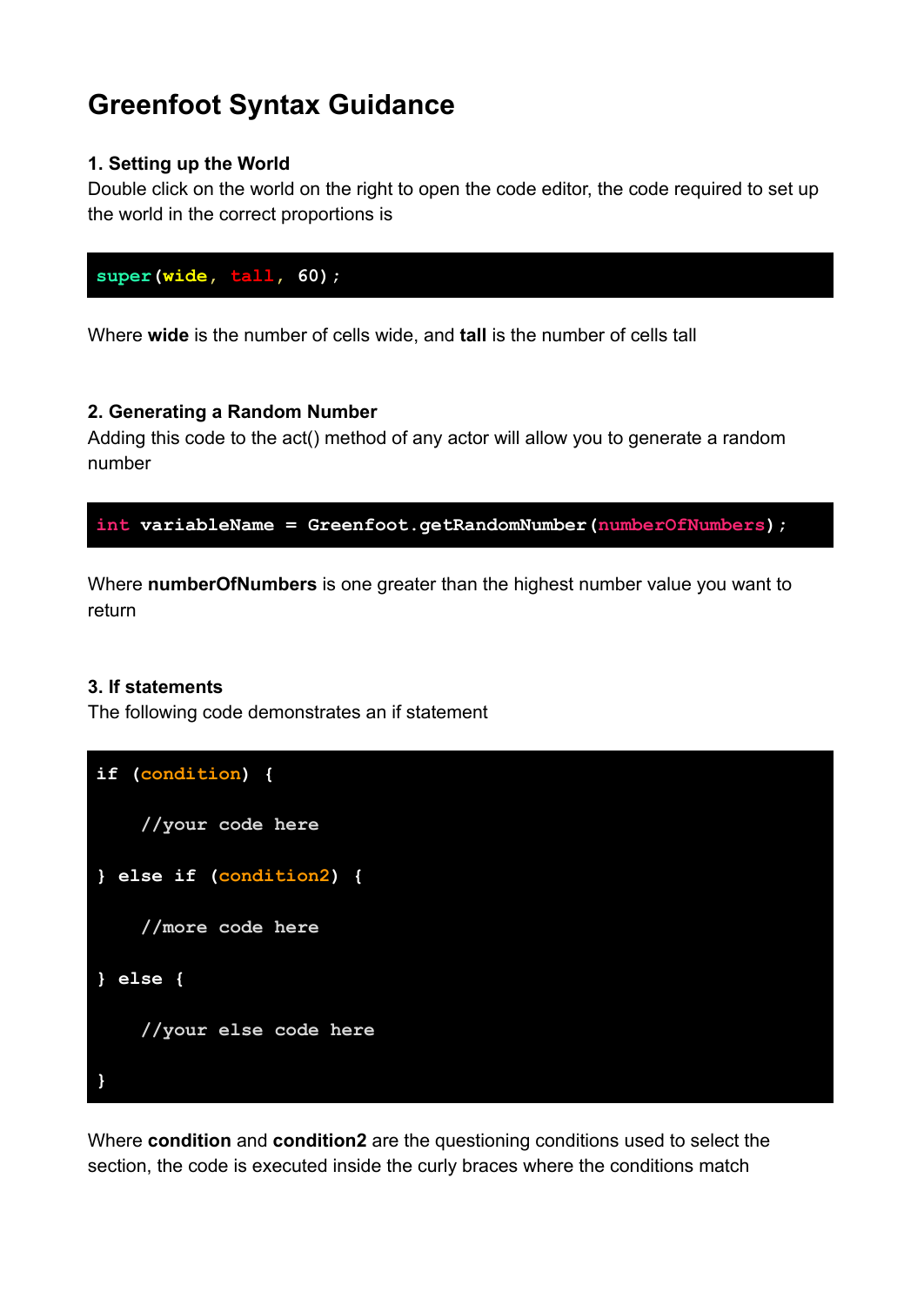# Greenfoot Syntax Guidance

### 1. Setting up the World

Double click on the world on the right to open the code editor, the code required to set up the world in the correct proportions is

```
super(wide, tall, 60);
```

Where **wide** is the number of cells wide, and **tall** is the number of cells tall

### 2. Generating a Random Number

Adding this code to the act() method of any actor will allow you to generate a random number

```
int variableName = Greenfoot.getRandomNumber(numberOfNumbers);
```

Where **numberOfNumbers** is one greater than the highest number value you want to return

### 3. If statements

The following code demonstrates an if statement

```
if (condition) {

    //your code here

} else if (condition2) {

    //more code here

} else {

    //your else code here

}
```

Where **condition** and **condition2** are the questioning conditions used to select the section, the code is executed inside the curly braces where the conditions match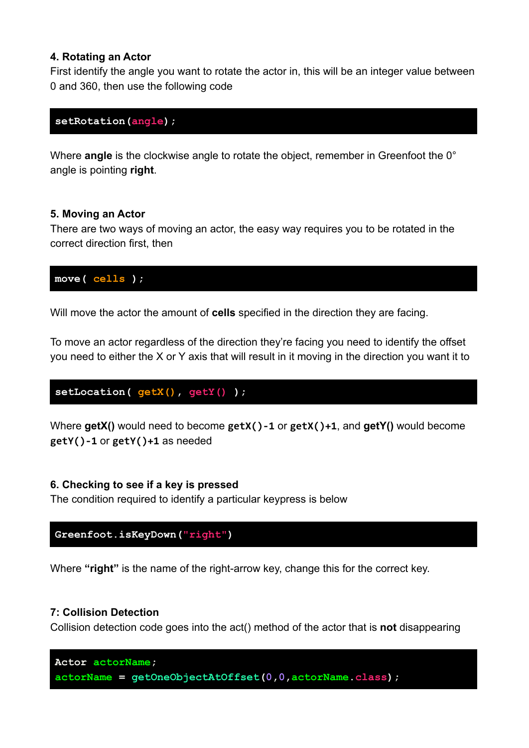**4. Rotating an Actor**
First identify the angle you want to rotate the actor in, this will be an integer value between 0 and 360, then use the following code

```
setRotation(angle);
```

Where **angle** is the clockwise angle to rotate the object, remember in Greenfoot the 0° angle is pointing **right**.

**5. Moving an Actor**
There are two ways of moving an actor, the easy way requires you to be rotated in the correct direction first, then

```
move( cells );
```

Will move the actor the amount of **cells** specified in the direction they are facing.

To move an actor regardless of the direction they're facing you need to identify the offset you need to either the X or Y axis that will result in it moving in the direction you want it to

```
setLocation( getX(), getY() );
```

Where **getX()** would need to become **`getX()-1`** or **`getX()+1`**, and **getY()** would become **`getY()-1`** or **`getY()+1`** as needed

**6. Checking to see if a key is pressed**
The condition required to identify a particular keypress is below

```
Greenfoot.isKeyDown("right")
```

Where **"right"** is the name of the right-arrow key, change this for the correct key.

**7: Collision Detection**
Collision detection code goes into the act() method of the actor that is **not** disappearing

```
Actor actorName;
actorName = getOneObjectAtOffset(0,0,actorName.class);
```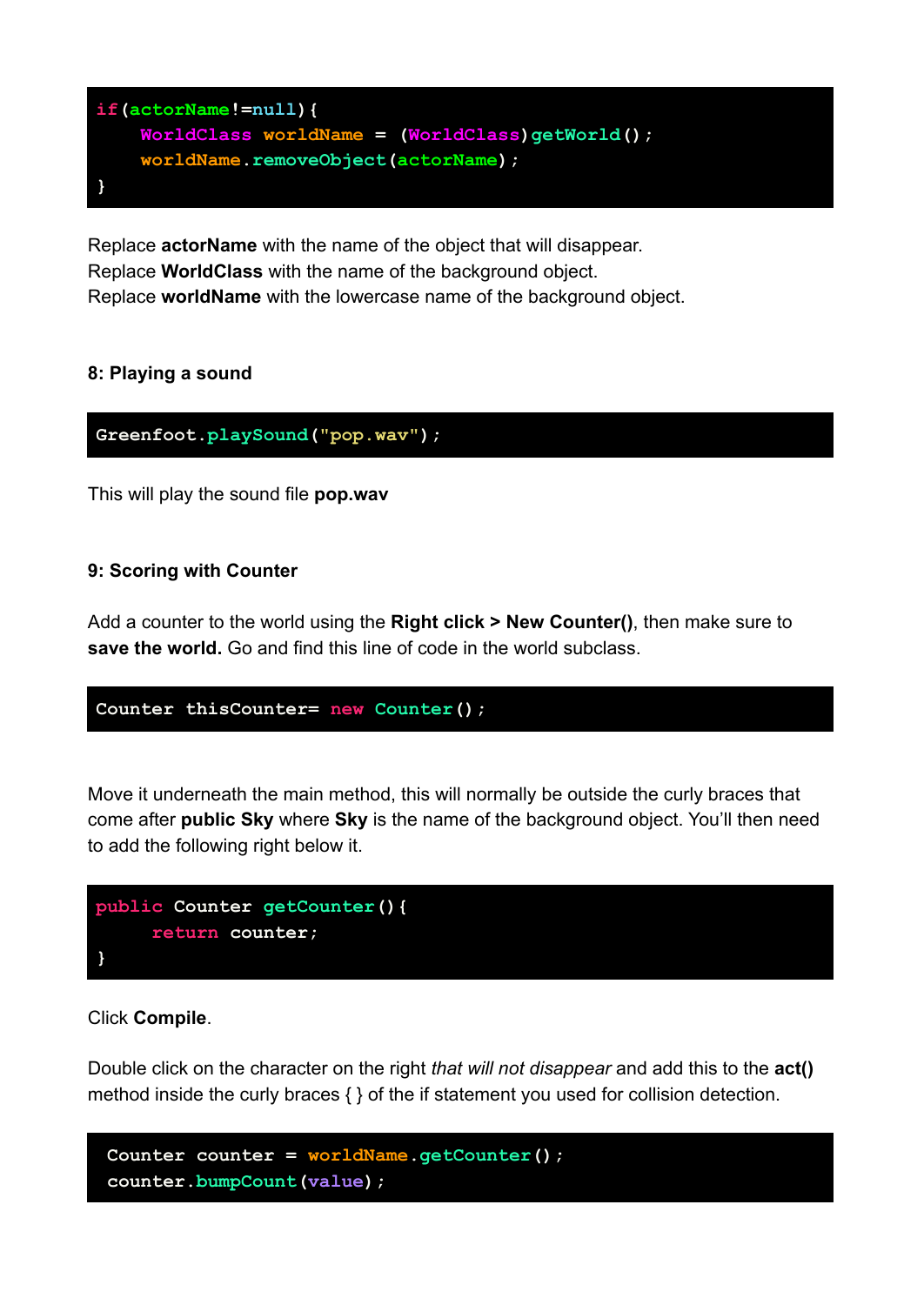```
if(actorName!=null){
    WorldClass worldName = (WorldClass)getWorld();
    worldName.removeObject(actorName);
}
```

Replace **actorName** with the name of the object that will disappear.
Replace **WorldClass** with the name of the background object.
Replace **worldName** with the lowercase name of the background object.

#### 8: Playing a sound

```
Greenfoot.playSound("pop.wav");
```

This will play the sound file **pop.wav**

#### 9: Scoring with Counter

Add a counter to the world using the **Right click > New Counter()**, then make sure to **save the world.** Go and find this line of code in the world subclass.

```
Counter thisCounter= new Counter();
```

Move it underneath the main method, this will normally be outside the curly braces that come after **public Sky** where **Sky** is the name of the background object. You'll then need to add the following right below it.

```
public Counter getCounter(){
     return counter;
}
```

Click **Compile**.

Double click on the character on the right *that will not disappear* and add this to the **act()** method inside the curly braces { } of the if statement you used for collision detection.

```
Counter counter = worldName.getCounter();
counter.bumpCount(value);
```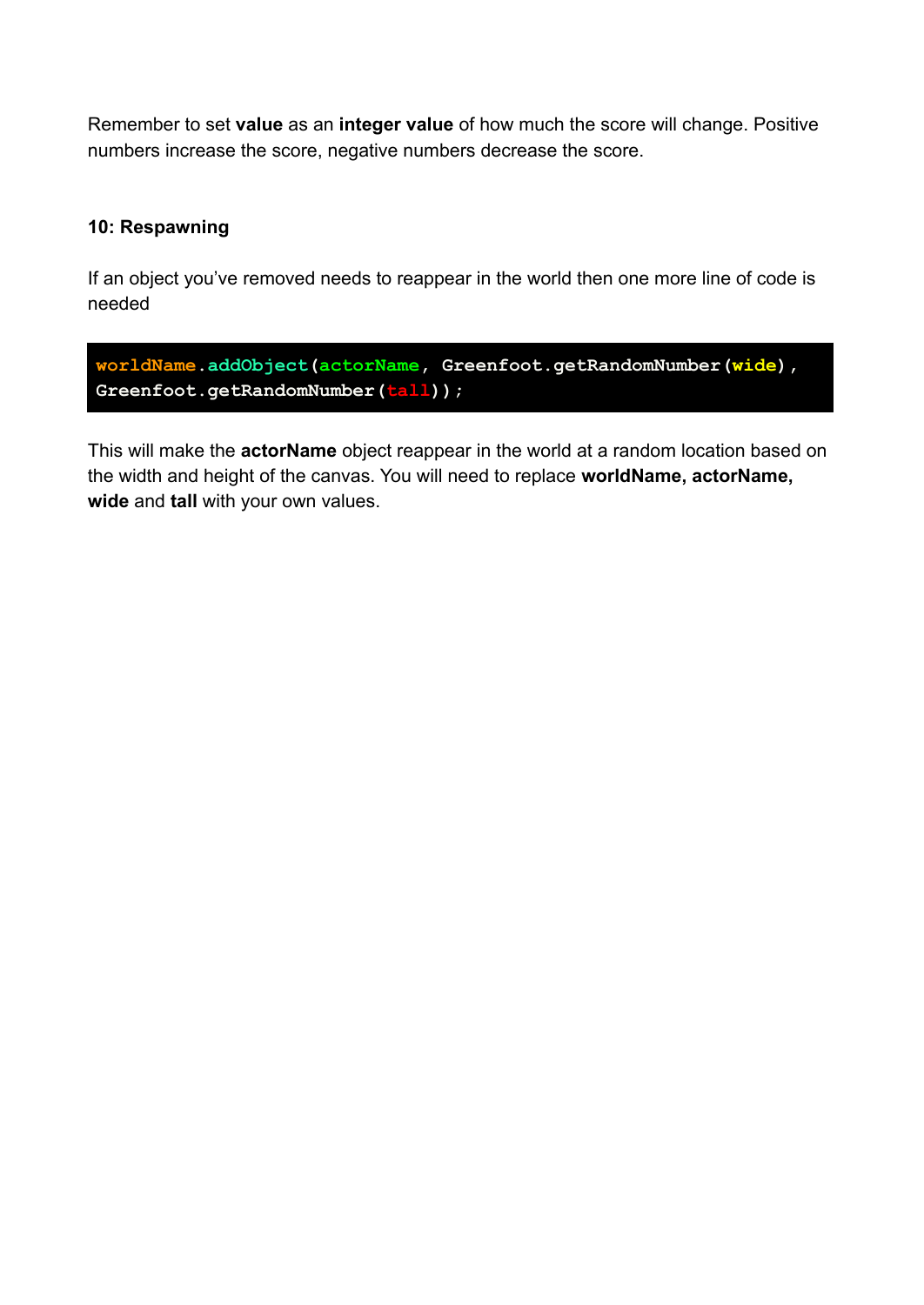Remember to set **value** as an **integer value** of how much the score will change. Positive numbers increase the score, negative numbers decrease the score.

#### 10: Respawning

If an object you've removed needs to reappear in the world then one more line of code is needed

```
worldName.addObject(actorName, Greenfoot.getRandomNumber(wide),
Greenfoot.getRandomNumber(tall));
```

This will make the **actorName** object reappear in the world at a random location based on the width and height of the canvas. You will need to replace **worldName, actorName, wide** and **tall** with your own values.